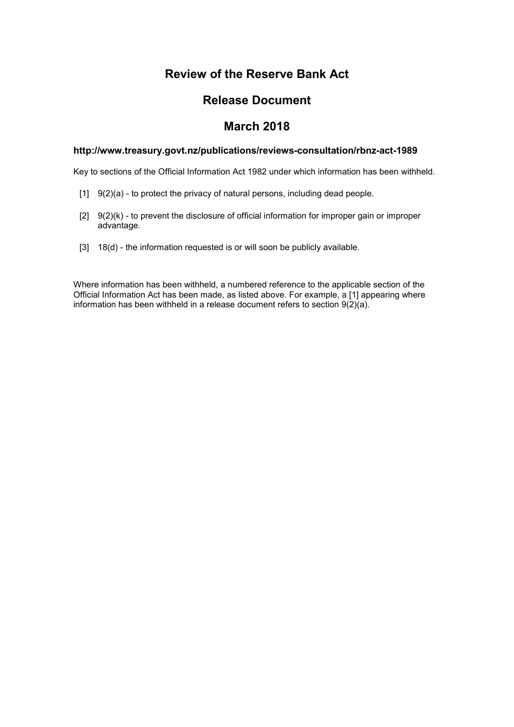# Review of the Reserve Bank Act

# Release Document

# March 2018

**http://www.treasury.govt.nz/publications/reviews-consultation/rbnz-act-1989**

Key to sections of the Official Information Act 1982 under which information has been withheld.

[1] 9(2)(a) - to protect the privacy of natural persons, including dead people.

[2] 9(2)(k) - to prevent the disclosure of official information for improper gain or improper advantage.

[3] 18(d) - the information requested is or will soon be publicly available.

Where information has been withheld, a numbered reference to the applicable section of the Official Information Act has been made, as listed above. For example, a [1] appearing where information has been withheld in a release document refers to section 9(2)(a).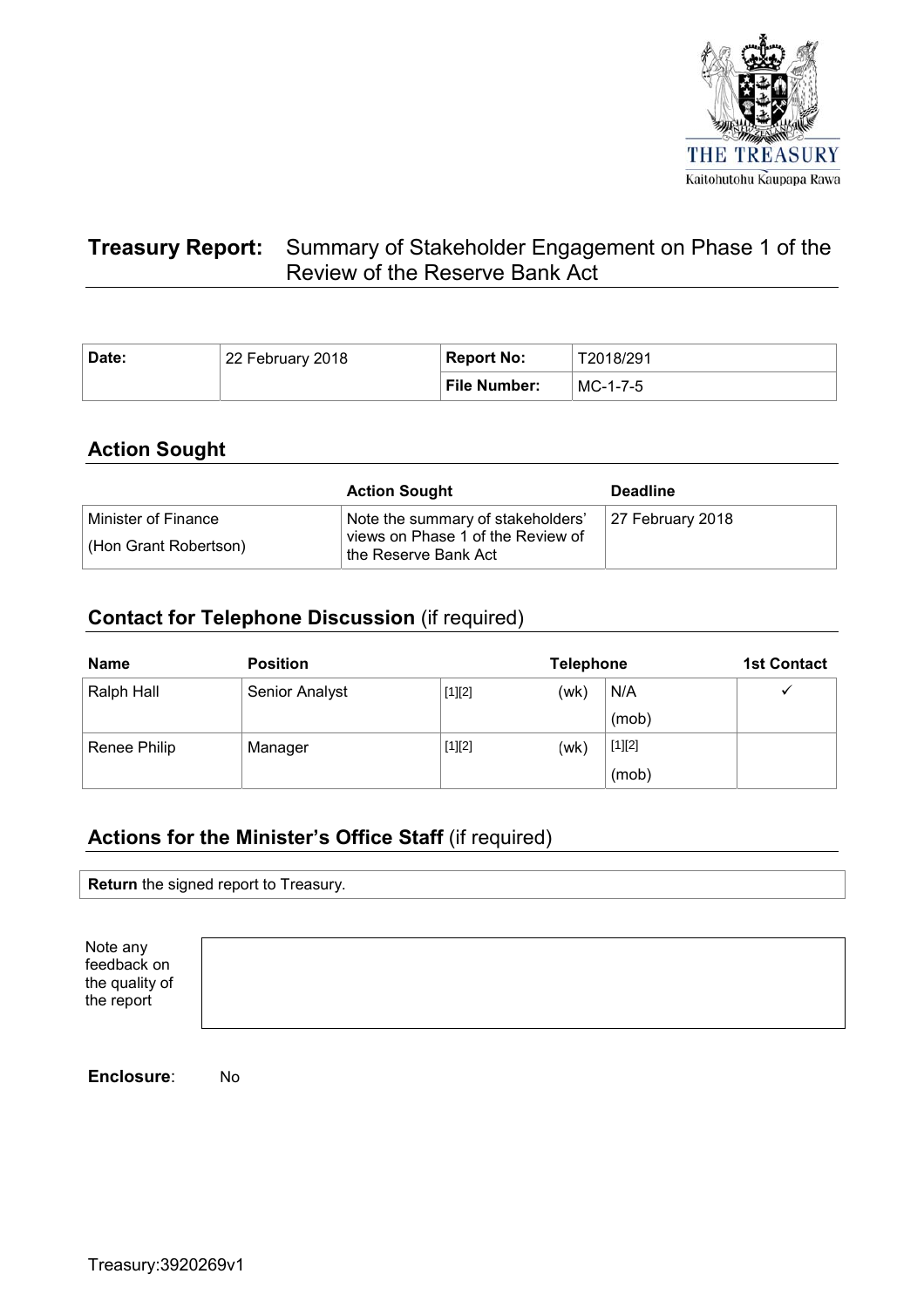# Treasury Report: Summary of Stakeholder Engagement on Phase 1 of the Review of the Reserve Bank Act

| Date: | 22 February 2018 | Report No: | T2018/291 |
|---|---|---|---|
| | | File Number: | MC-1-7-5 |

## Action Sought

| | Action Sought | Deadline |
|---|---|---|
| Minister of Finance (Hon Grant Robertson) | Note the summary of stakeholders' views on Phase 1 of the Review of the Reserve Bank Act | 27 February 2018 |

## Contact for Telephone Discussion (if required)

| Name | Position | Telephone | | 1st Contact |
|---|---|---|---|---|
| Ralph Hall | Senior Analyst | [1][2] (wk) | N/A (mob) | ✓ |
| Renee Philip | Manager | [1][2] (wk) | [1][2] (mob) | |

## Actions for the Minister's Office Staff (if required)

**Return** the signed report to Treasury.

| Note any feedback on the quality of the report | |
|---|---|

**Enclosure**: No

Treasury:3920269v1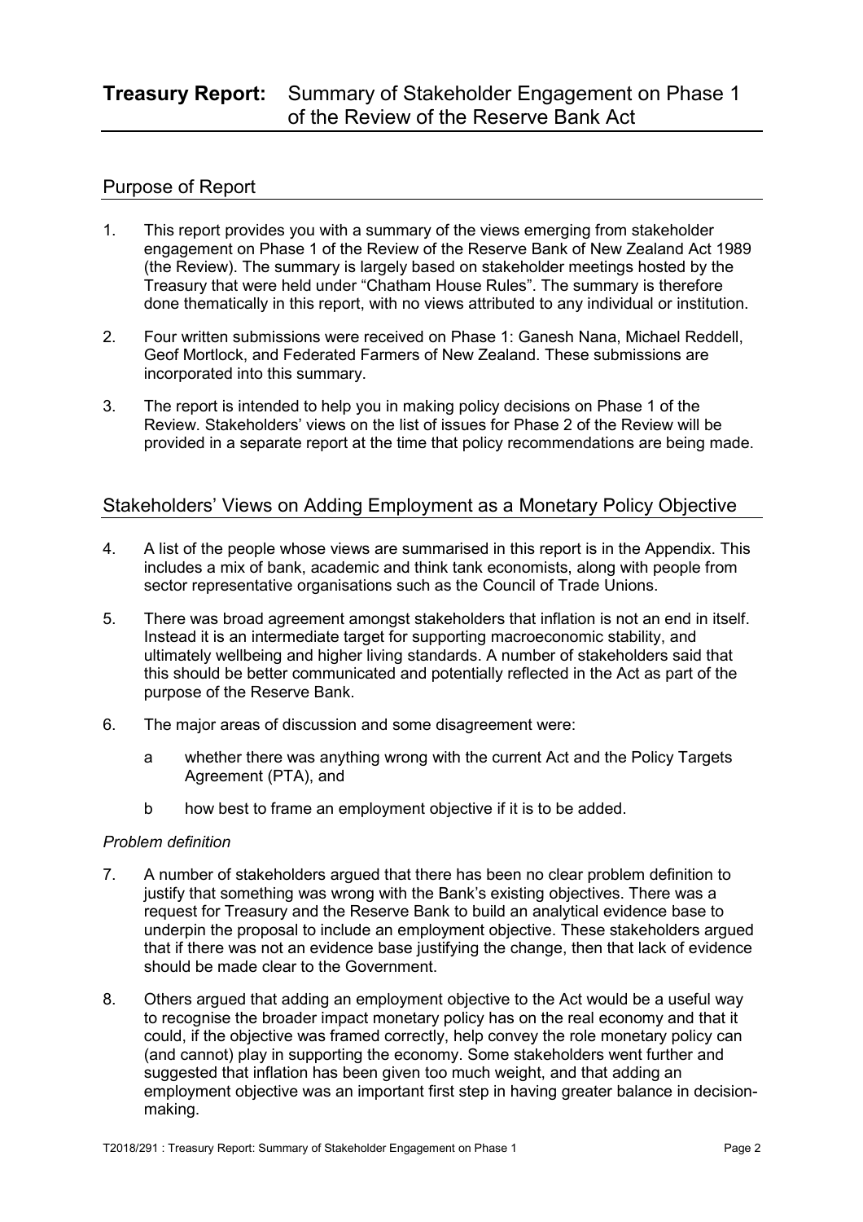# Treasury Report: Summary of Stakeholder Engagement on Phase 1 of the Review of the Reserve Bank Act

## Purpose of Report

1. This report provides you with a summary of the views emerging from stakeholder engagement on Phase 1 of the Review of the Reserve Bank of New Zealand Act 1989 (the Review). The summary is largely based on stakeholder meetings hosted by the Treasury that were held under "Chatham House Rules". The summary is therefore done thematically in this report, with no views attributed to any individual or institution.

2. Four written submissions were received on Phase 1: Ganesh Nana, Michael Reddell, Geof Mortlock, and Federated Farmers of New Zealand. These submissions are incorporated into this summary.

3. The report is intended to help you in making policy decisions on Phase 1 of the Review. Stakeholders' views on the list of issues for Phase 2 of the Review will be provided in a separate report at the time that policy recommendations are being made.

## Stakeholders' Views on Adding Employment as a Monetary Policy Objective

4. A list of the people whose views are summarised in this report is in the Appendix. This includes a mix of bank, academic and think tank economists, along with people from sector representative organisations such as the Council of Trade Unions.

5. There was broad agreement amongst stakeholders that inflation is not an end in itself. Instead it is an intermediate target for supporting macroeconomic stability, and ultimately wellbeing and higher living standards. A number of stakeholders said that this should be better communicated and potentially reflected in the Act as part of the purpose of the Reserve Bank.

6. The major areas of discussion and some disagreement were:

   a. whether there was anything wrong with the current Act and the Policy Targets Agreement (PTA), and

   b. how best to frame an employment objective if it is to be added.

*Problem definition*

7. A number of stakeholders argued that there has been no clear problem definition to justify that something was wrong with the Bank's existing objectives. There was a request for Treasury and the Reserve Bank to build an analytical evidence base to underpin the proposal to include an employment objective. These stakeholders argued that if there was not an evidence base justifying the change, then that lack of evidence should be made clear to the Government.

8. Others argued that adding an employment objective to the Act would be a useful way to recognise the broader impact monetary policy has on the real economy and that it could, if the objective was framed correctly, help convey the role monetary policy can (and cannot) play in supporting the economy. Some stakeholders went further and suggested that inflation has been given too much weight, and that adding an employment objective was an important first step in having greater balance in decision-making.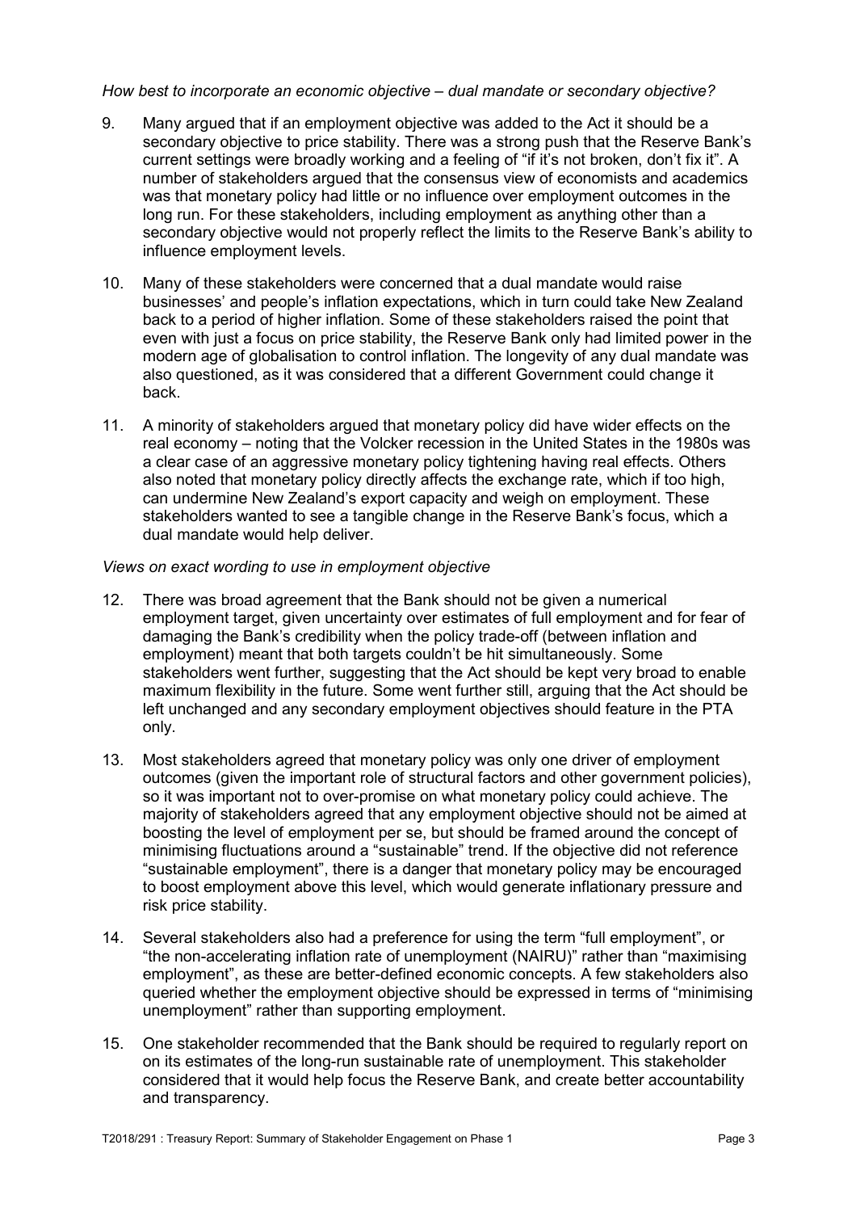*How best to incorporate an economic objective – dual mandate or secondary objective?*

9. Many argued that if an employment objective was added to the Act it should be a secondary objective to price stability. There was a strong push that the Reserve Bank's current settings were broadly working and a feeling of "if it's not broken, don't fix it". A number of stakeholders argued that the consensus view of economists and academics was that monetary policy had little or no influence over employment outcomes in the long run. For these stakeholders, including employment as anything other than a secondary objective would not properly reflect the limits to the Reserve Bank's ability to influence employment levels.

10. Many of these stakeholders were concerned that a dual mandate would raise businesses' and people's inflation expectations, which in turn could take New Zealand back to a period of higher inflation. Some of these stakeholders raised the point that even with just a focus on price stability, the Reserve Bank only had limited power in the modern age of globalisation to control inflation. The longevity of any dual mandate was also questioned, as it was considered that a different Government could change it back.

11. A minority of stakeholders argued that monetary policy did have wider effects on the real economy – noting that the Volcker recession in the United States in the 1980s was a clear case of an aggressive monetary policy tightening having real effects. Others also noted that monetary policy directly affects the exchange rate, which if too high, can undermine New Zealand's export capacity and weigh on employment. These stakeholders wanted to see a tangible change in the Reserve Bank's focus, which a dual mandate would help deliver.

*Views on exact wording to use in employment objective*

12. There was broad agreement that the Bank should not be given a numerical employment target, given uncertainty over estimates of full employment and for fear of damaging the Bank's credibility when the policy trade-off (between inflation and employment) meant that both targets couldn't be hit simultaneously. Some stakeholders went further, suggesting that the Act should be kept very broad to enable maximum flexibility in the future. Some went further still, arguing that the Act should be left unchanged and any secondary employment objectives should feature in the PTA only.

13. Most stakeholders agreed that monetary policy was only one driver of employment outcomes (given the important role of structural factors and other government policies), so it was important not to over-promise on what monetary policy could achieve. The majority of stakeholders agreed that any employment objective should not be aimed at boosting the level of employment per se, but should be framed around the concept of minimising fluctuations around a "sustainable" trend. If the objective did not reference "sustainable employment", there is a danger that monetary policy may be encouraged to boost employment above this level, which would generate inflationary pressure and risk price stability.

14. Several stakeholders also had a preference for using the term "full employment", or "the non-accelerating inflation rate of unemployment (NAIRU)" rather than "maximising employment", as these are better-defined economic concepts. A few stakeholders also queried whether the employment objective should be expressed in terms of "minimising unemployment" rather than supporting employment.

15. One stakeholder recommended that the Bank should be required to regularly report on on its estimates of the long-run sustainable rate of unemployment. This stakeholder considered that it would help focus the Reserve Bank, and create better accountability and transparency.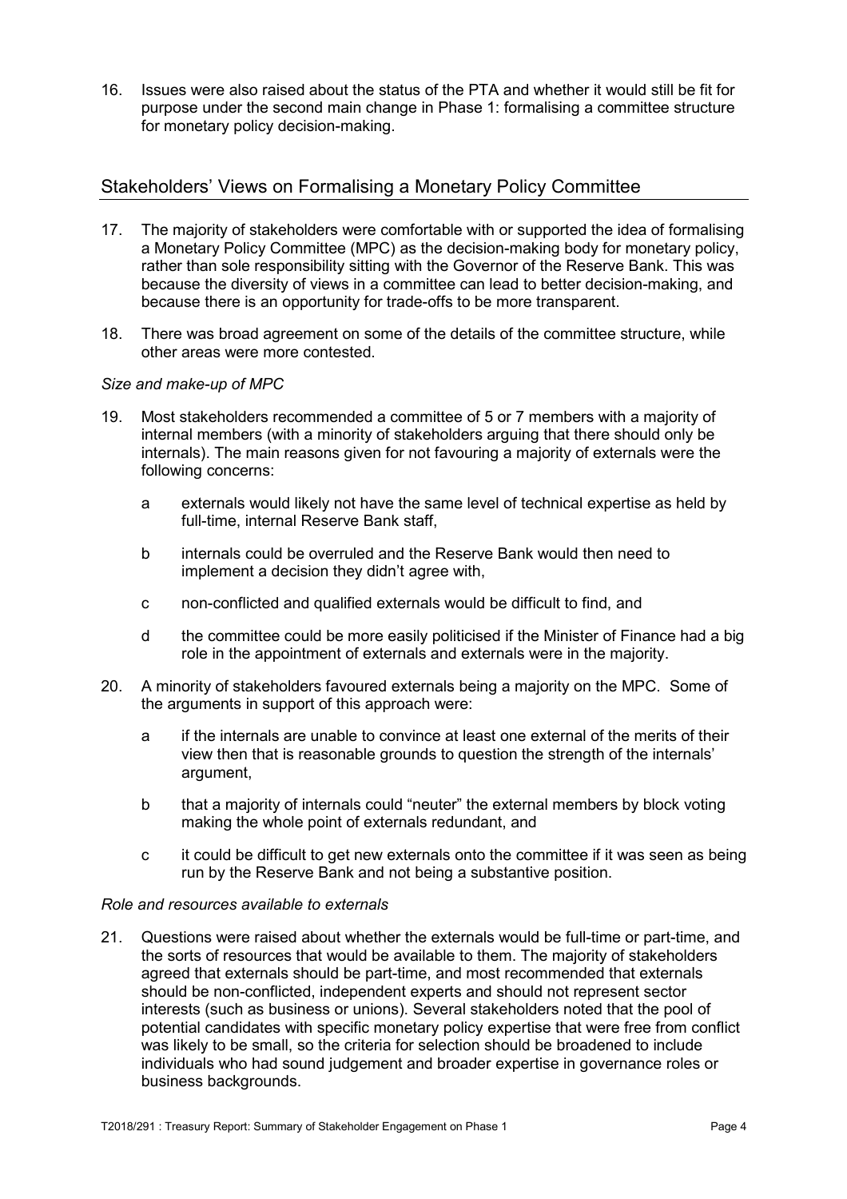16. Issues were also raised about the status of the PTA and whether it would still be fit for purpose under the second main change in Phase 1: formalising a committee structure for monetary policy decision-making.

## Stakeholders' Views on Formalising a Monetary Policy Committee

17. The majority of stakeholders were comfortable with or supported the idea of formalising a Monetary Policy Committee (MPC) as the decision-making body for monetary policy, rather than sole responsibility sitting with the Governor of the Reserve Bank. This was because the diversity of views in a committee can lead to better decision-making, and because there is an opportunity for trade-offs to be more transparent.

18. There was broad agreement on some of the details of the committee structure, while other areas were more contested.

*Size and make-up of MPC*

19. Most stakeholders recommended a committee of 5 or 7 members with a majority of internal members (with a minority of stakeholders arguing that there should only be internals). The main reasons given for not favouring a majority of externals were the following concerns:

    a. externals would likely not have the same level of technical expertise as held by full-time, internal Reserve Bank staff,

    b. internals could be overruled and the Reserve Bank would then need to implement a decision they didn't agree with,

    c. non-conflicted and qualified externals would be difficult to find, and

    d. the committee could be more easily politicised if the Minister of Finance had a big role in the appointment of externals and externals were in the majority.

20. A minority of stakeholders favoured externals being a majority on the MPC. Some of the arguments in support of this approach were:

    a. if the internals are unable to convince at least one external of the merits of their view then that is reasonable grounds to question the strength of the internals' argument,

    b. that a majority of internals could "neuter" the external members by block voting making the whole point of externals redundant, and

    c. it could be difficult to get new externals onto the committee if it was seen as being run by the Reserve Bank and not being a substantive position.

*Role and resources available to externals*

21. Questions were raised about whether the externals would be full-time or part-time, and the sorts of resources that would be available to them. The majority of stakeholders agreed that externals should be part-time, and most recommended that externals should be non-conflicted, independent experts and should not represent sector interests (such as business or unions). Several stakeholders noted that the pool of potential candidates with specific monetary policy expertise that were free from conflict was likely to be small, so the criteria for selection should be broadened to include individuals who had sound judgement and broader expertise in governance roles or business backgrounds.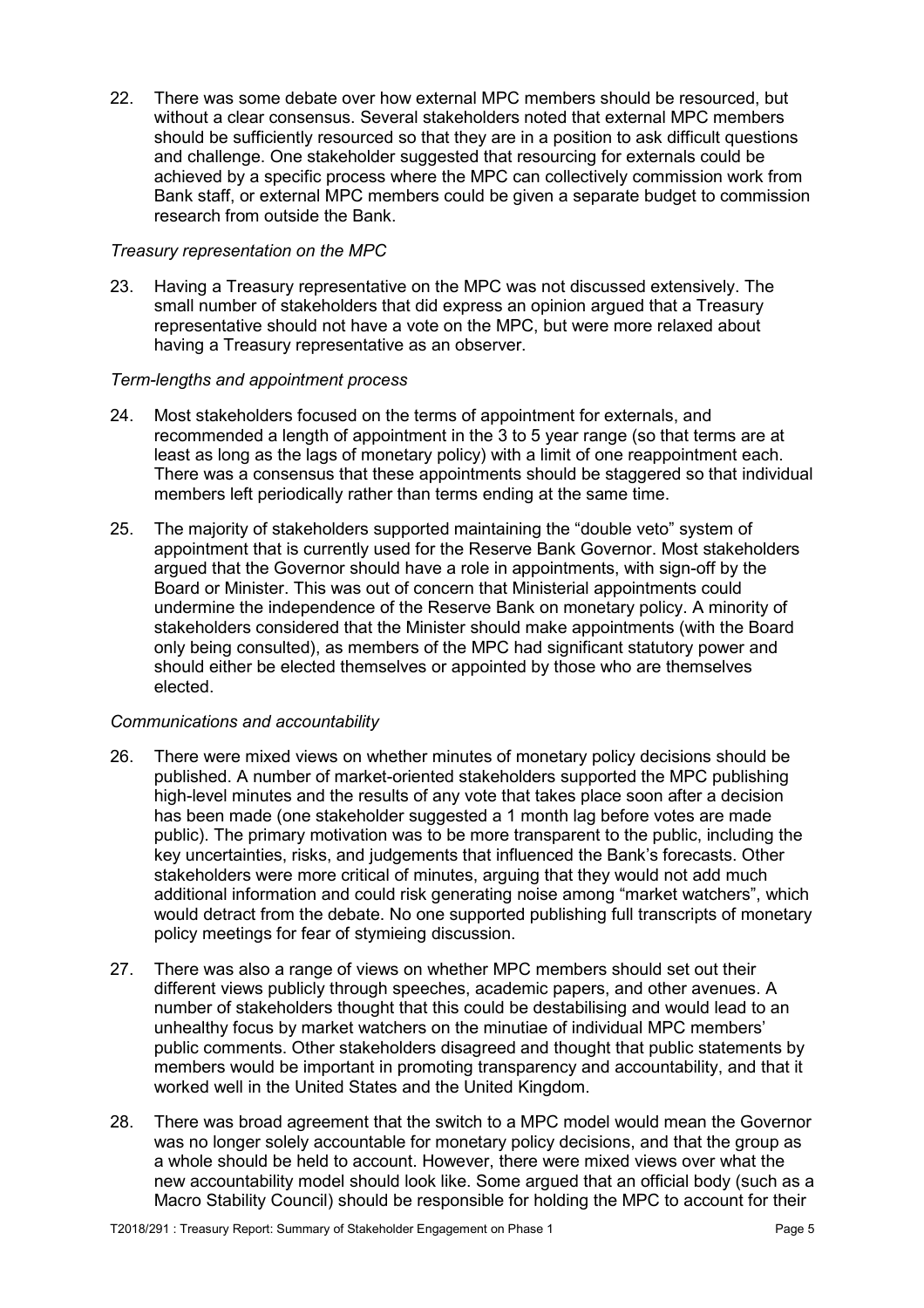22. There was some debate over how external MPC members should be resourced, but without a clear consensus. Several stakeholders noted that external MPC members should be sufficiently resourced so that they are in a position to ask difficult questions and challenge. One stakeholder suggested that resourcing for externals could be achieved by a specific process where the MPC can collectively commission work from Bank staff, or external MPC members could be given a separate budget to commission research from outside the Bank.

*Treasury representation on the MPC*

23. Having a Treasury representative on the MPC was not discussed extensively. The small number of stakeholders that did express an opinion argued that a Treasury representative should not have a vote on the MPC, but were more relaxed about having a Treasury representative as an observer.

*Term-lengths and appointment process*

24. Most stakeholders focused on the terms of appointment for externals, and recommended a length of appointment in the 3 to 5 year range (so that terms are at least as long as the lags of monetary policy) with a limit of one reappointment each. There was a consensus that these appointments should be staggered so that individual members left periodically rather than terms ending at the same time.

25. The majority of stakeholders supported maintaining the "double veto" system of appointment that is currently used for the Reserve Bank Governor. Most stakeholders argued that the Governor should have a role in appointments, with sign-off by the Board or Minister. This was out of concern that Ministerial appointments could undermine the independence of the Reserve Bank on monetary policy. A minority of stakeholders considered that the Minister should make appointments (with the Board only being consulted), as members of the MPC had significant statutory power and should either be elected themselves or appointed by those who are themselves elected.

*Communications and accountability*

26. There were mixed views on whether minutes of monetary policy decisions should be published. A number of market-oriented stakeholders supported the MPC publishing high-level minutes and the results of any vote that takes place soon after a decision has been made (one stakeholder suggested a 1 month lag before votes are made public). The primary motivation was to be more transparent to the public, including the key uncertainties, risks, and judgements that influenced the Bank's forecasts. Other stakeholders were more critical of minutes, arguing that they would not add much additional information and could risk generating noise among "market watchers", which would detract from the debate. No one supported publishing full transcripts of monetary policy meetings for fear of stymieing discussion.

27. There was also a range of views on whether MPC members should set out their different views publicly through speeches, academic papers, and other avenues. A number of stakeholders thought that this could be destabilising and would lead to an unhealthy focus by market watchers on the minutiae of individual MPC members' public comments. Other stakeholders disagreed and thought that public statements by members would be important in promoting transparency and accountability, and that it worked well in the United States and the United Kingdom.

28. There was broad agreement that the switch to a MPC model would mean the Governor was no longer solely accountable for monetary policy decisions, and that the group as a whole should be held to account. However, there were mixed views over what the new accountability model should look like. Some argued that an official body (such as a Macro Stability Council) should be responsible for holding the MPC to account for their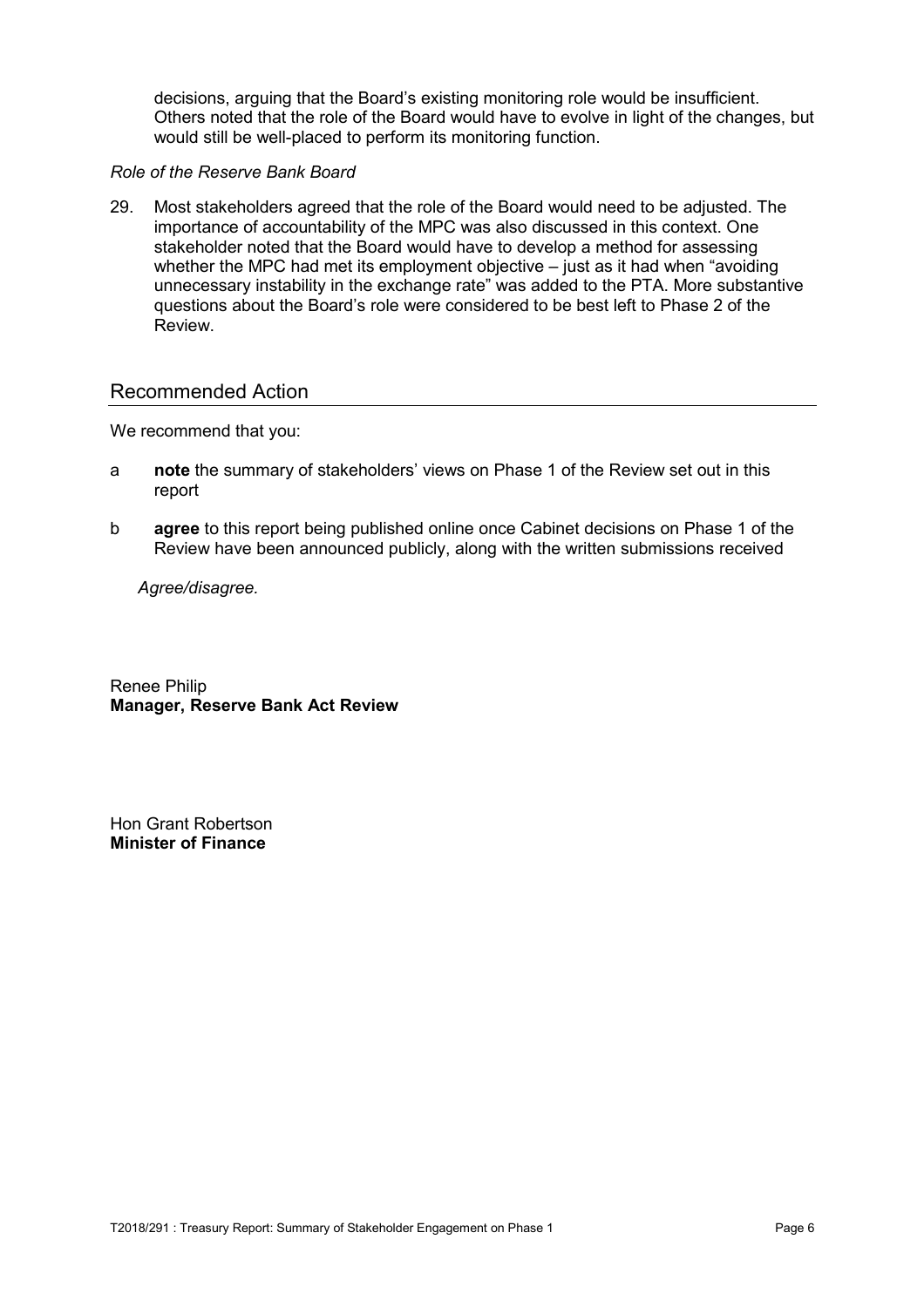decisions, arguing that the Board's existing monitoring role would be insufficient. Others noted that the role of the Board would have to evolve in light of the changes, but would still be well-placed to perform its monitoring function.

*Role of the Reserve Bank Board*

29. Most stakeholders agreed that the role of the Board would need to be adjusted. The importance of accountability of the MPC was also discussed in this context. One stakeholder noted that the Board would have to develop a method for assessing whether the MPC had met its employment objective – just as it had when "avoiding unnecessary instability in the exchange rate" was added to the PTA. More substantive questions about the Board's role were considered to be best left to Phase 2 of the Review.

## Recommended Action

We recommend that you:

a **note** the summary of stakeholders' views on Phase 1 of the Review set out in this report

b **agree** to this report being published online once Cabinet decisions on Phase 1 of the Review have been announced publicly, along with the written submissions received

*Agree/disagree.*

Renee Philip
**Manager, Reserve Bank Act Review**

Hon Grant Robertson
**Minister of Finance**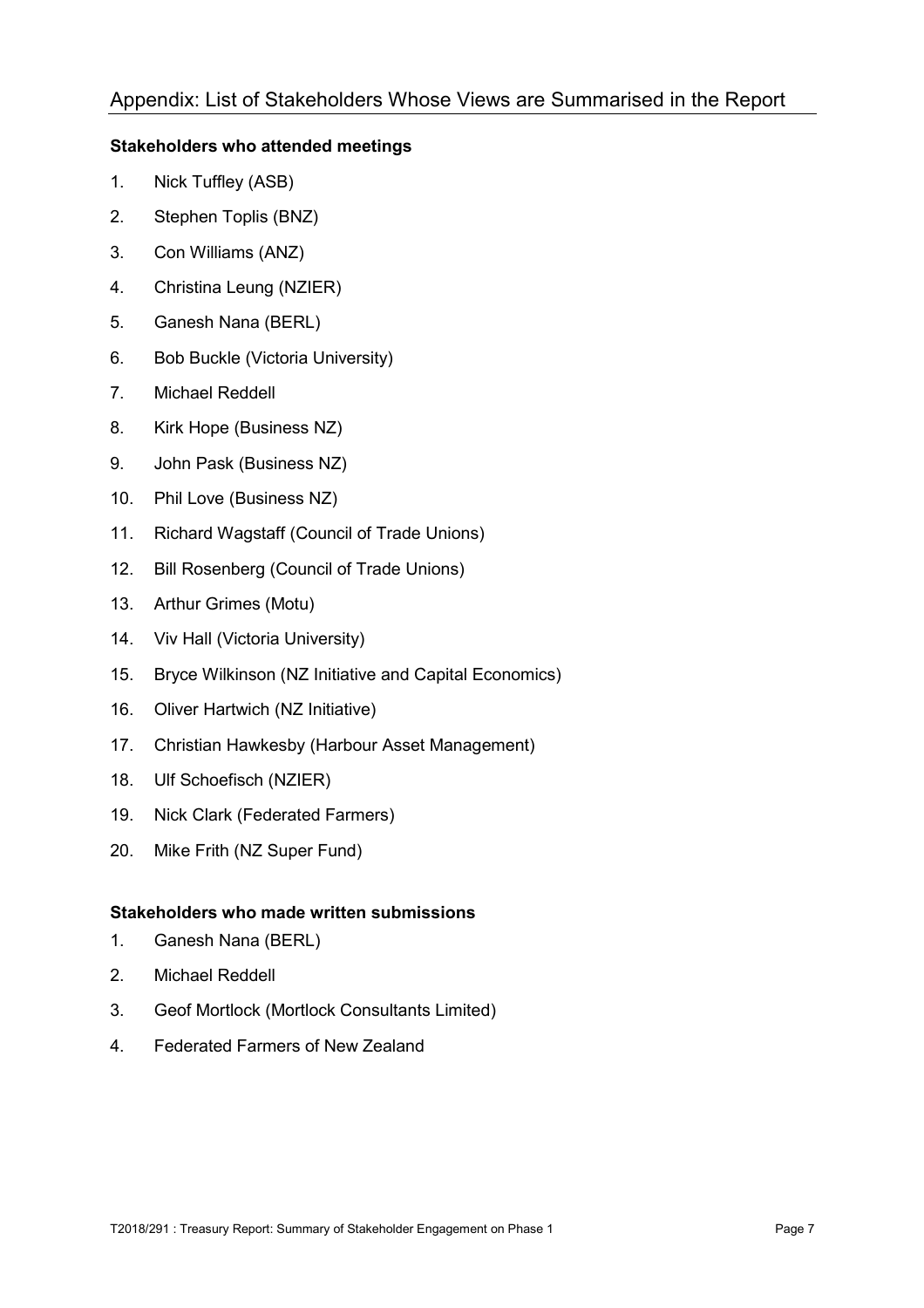## Appendix: List of Stakeholders Whose Views are Summarised in the Report

**Stakeholders who attended meetings**

1. Nick Tuffley (ASB)
2. Stephen Toplis (BNZ)
3. Con Williams (ANZ)
4. Christina Leung (NZIER)
5. Ganesh Nana (BERL)
6. Bob Buckle (Victoria University)
7. Michael Reddell
8. Kirk Hope (Business NZ)
9. John Pask (Business NZ)
10. Phil Love (Business NZ)
11. Richard Wagstaff (Council of Trade Unions)
12. Bill Rosenberg (Council of Trade Unions)
13. Arthur Grimes (Motu)
14. Viv Hall (Victoria University)
15. Bryce Wilkinson (NZ Initiative and Capital Economics)
16. Oliver Hartwich (NZ Initiative)
17. Christian Hawkesby (Harbour Asset Management)
18. Ulf Schoefisch (NZIER)
19. Nick Clark (Federated Farmers)
20. Mike Frith (NZ Super Fund)

**Stakeholders who made written submissions**

1. Ganesh Nana (BERL)
2. Michael Reddell
3. Geof Mortlock (Mortlock Consultants Limited)
4. Federated Farmers of New Zealand